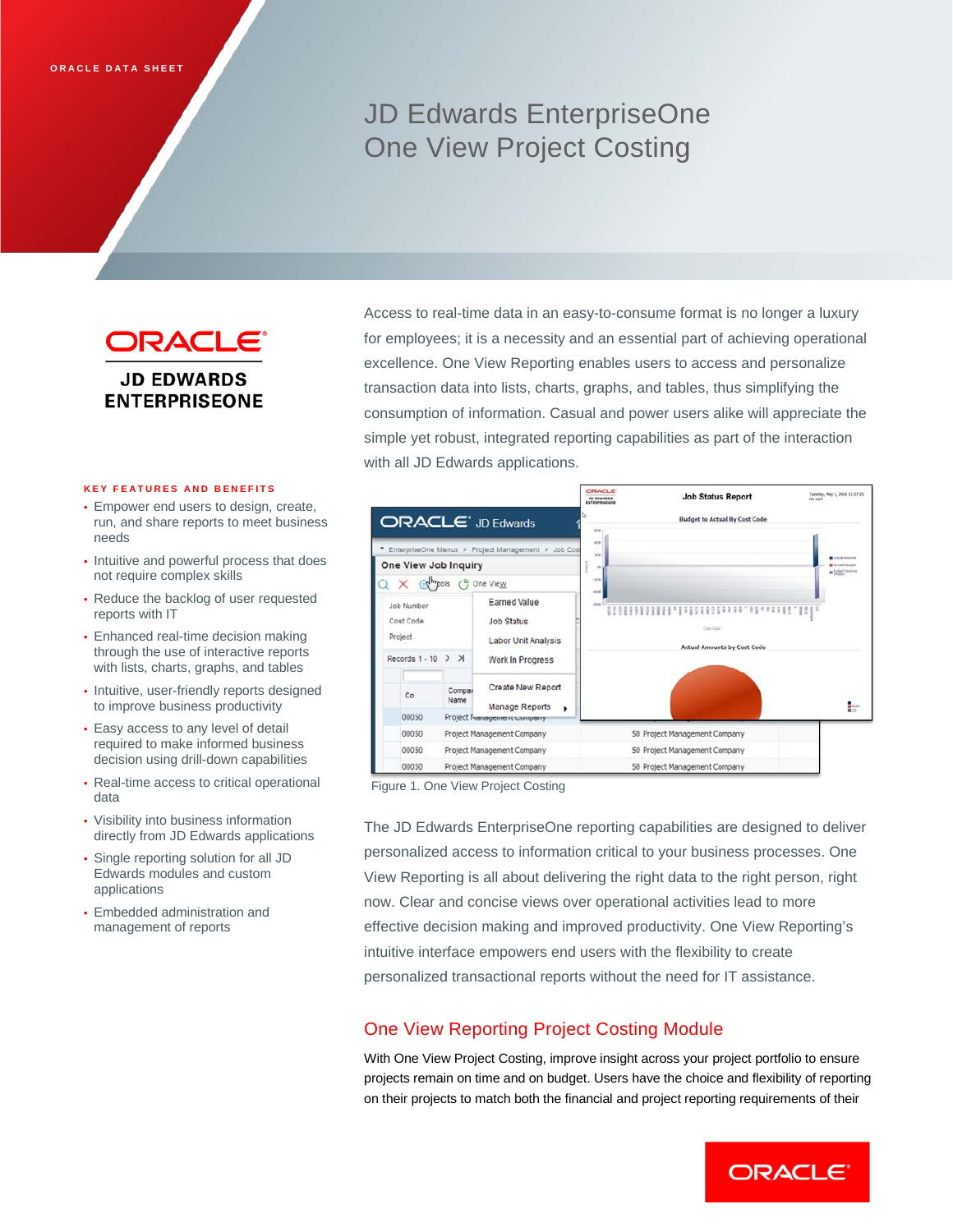ORACLE DATA SHEET

# JD Edwards EnterpriseOne One View Project Costing

ORACLE
JD EDWARDS ENTERPRISEONE

**KEY FEATURES AND BENEFITS**

- Empower end users to design, create, run, and share reports to meet business needs
- Intuitive and powerful process that does not require complex skills
- Reduce the backlog of user requested reports with IT
- Enhanced real-time decision making through the use of interactive reports with lists, charts, graphs, and tables
- Intuitive, user-friendly reports designed to improve business productivity
- Easy access to any level of detail required to make informed business decision using drill-down capabilities
- Real-time access to critical operational data
- Visibility into business information directly from JD Edwards applications
- Single reporting solution for all JD Edwards modules and custom applications
- Embedded administration and management of reports

Access to real-time data in an easy-to-consume format is no longer a luxury for employees; it is a necessity and an essential part of achieving operational excellence. One View Reporting enables users to access and personalize transaction data into lists, charts, graphs, and tables, thus simplifying the consumption of information. Casual and power users alike will appreciate the simple yet robust, integrated reporting capabilities as part of the interaction with all JD Edwards applications.

Figure 1. One View Project Costing

The JD Edwards EnterpriseOne reporting capabilities are designed to deliver personalized access to information critical to your business processes. One View Reporting is all about delivering the right data to the right person, right now. Clear and concise views over operational activities lead to more effective decision making and improved productivity. One View Reporting's intuitive interface empowers end users with the flexibility to create personalized transactional reports without the need for IT assistance.

## One View Reporting Project Costing Module

With One View Project Costing, improve insight across your project portfolio to ensure projects remain on time and on budget. Users have the choice and flexibility of reporting on their projects to match both the financial and project reporting requirements of their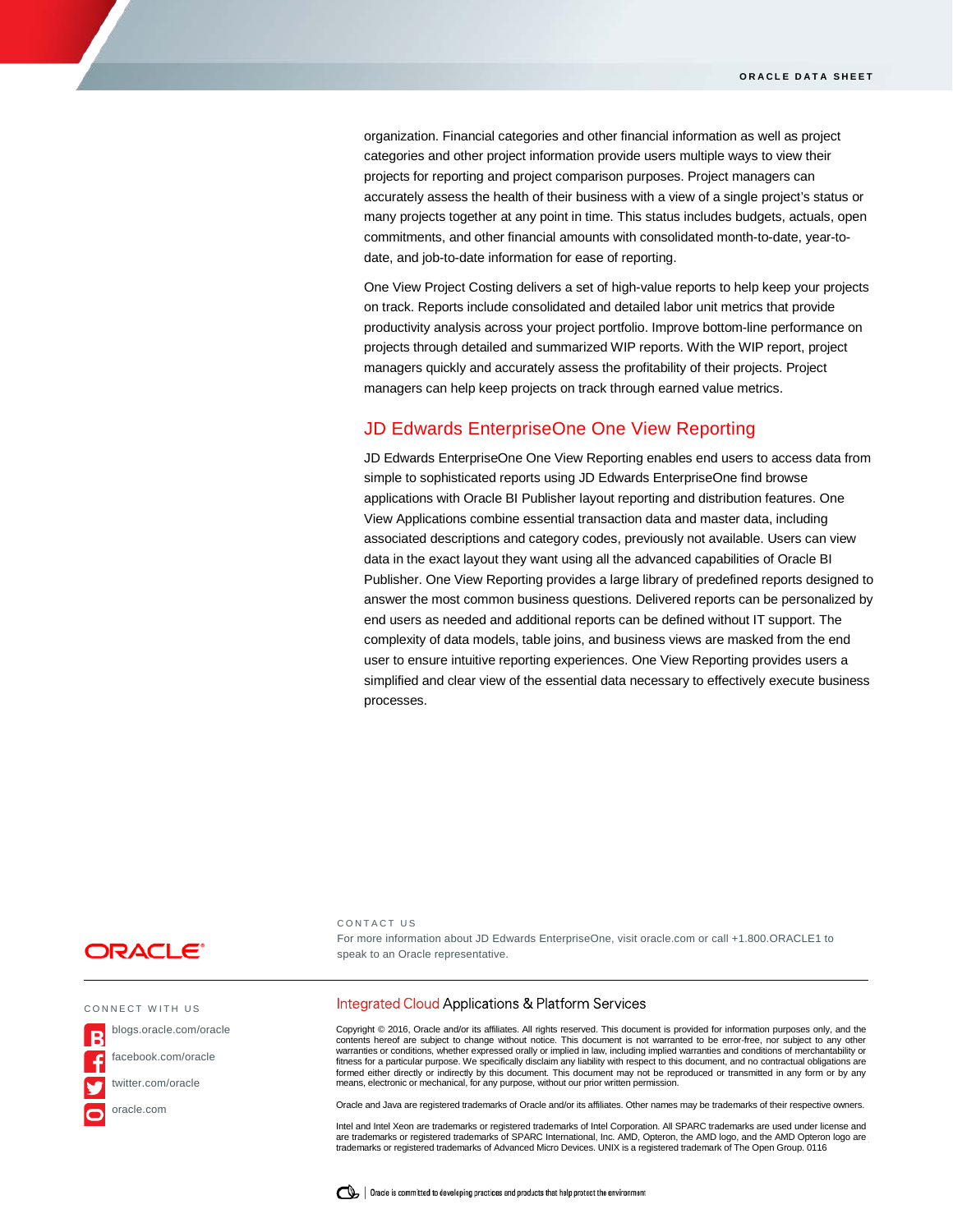organization. Financial categories and other financial information as well as project categories and other project information provide users multiple ways to view their projects for reporting and project comparison purposes. Project managers can accurately assess the health of their business with a view of a single project's status or many projects together at any point in time. This status includes budgets, actuals, open commitments, and other financial amounts with consolidated month-to-date, year-to-date, and job-to-date information for ease of reporting.

One View Project Costing delivers a set of high-value reports to help keep your projects on track. Reports include consolidated and detailed labor unit metrics that provide productivity analysis across your project portfolio. Improve bottom-line performance on projects through detailed and summarized WIP reports. With the WIP report, project managers quickly and accurately assess the profitability of their projects. Project managers can help keep projects on track through earned value metrics.

## JD Edwards EnterpriseOne One View Reporting

JD Edwards EnterpriseOne One View Reporting enables end users to access data from simple to sophisticated reports using JD Edwards EnterpriseOne find browse applications with Oracle BI Publisher layout reporting and distribution features. One View Applications combine essential transaction data and master data, including associated descriptions and category codes, previously not available. Users can view data in the exact layout they want using all the advanced capabilities of Oracle BI Publisher. One View Reporting provides a large library of predefined reports designed to answer the most common business questions. Delivered reports can be personalized by end users as needed and additional reports can be defined without IT support. The complexity of data models, table joins, and business views are masked from the end user to ensure intuitive reporting experiences. One View Reporting provides users a simplified and clear view of the essential data necessary to effectively execute business processes.

ORACLE

CONTACT US

For more information about JD Edwards EnterpriseOne, visit oracle.com or call +1.800.ORACLE1 to speak to an Oracle representative.

CONNECT WITH US

- blogs.oracle.com/oracle
- facebook.com/oracle
- twitter.com/oracle
- oracle.com

Integrated Cloud Applications & Platform Services

Copyright © 2016, Oracle and/or its affiliates. All rights reserved. This document is provided for information purposes only, and the contents hereof are subject to change without notice. This document is not warranted to be error-free, nor subject to any other warranties or conditions, whether expressed orally or implied in law, including implied warranties and conditions of merchantability or fitness for a particular purpose. We specifically disclaim any liability with respect to this document, and no contractual obligations are formed either directly or indirectly by this document. This document may not be reproduced or transmitted in any form or by any means, electronic or mechanical, for any purpose, without our prior written permission.

Oracle and Java are registered trademarks of Oracle and/or its affiliates. Other names may be trademarks of their respective owners.

Intel and Intel Xeon are trademarks or registered trademarks of Intel Corporation. All SPARC trademarks are used under license and are trademarks or registered trademarks of SPARC International, Inc. AMD, Opteron, the AMD logo, and the AMD Opteron logo are trademarks or registered trademarks of Advanced Micro Devices. UNIX is a registered trademark of The Open Group. 0116

Oracle is committed to developing practices and products that help protect the environment